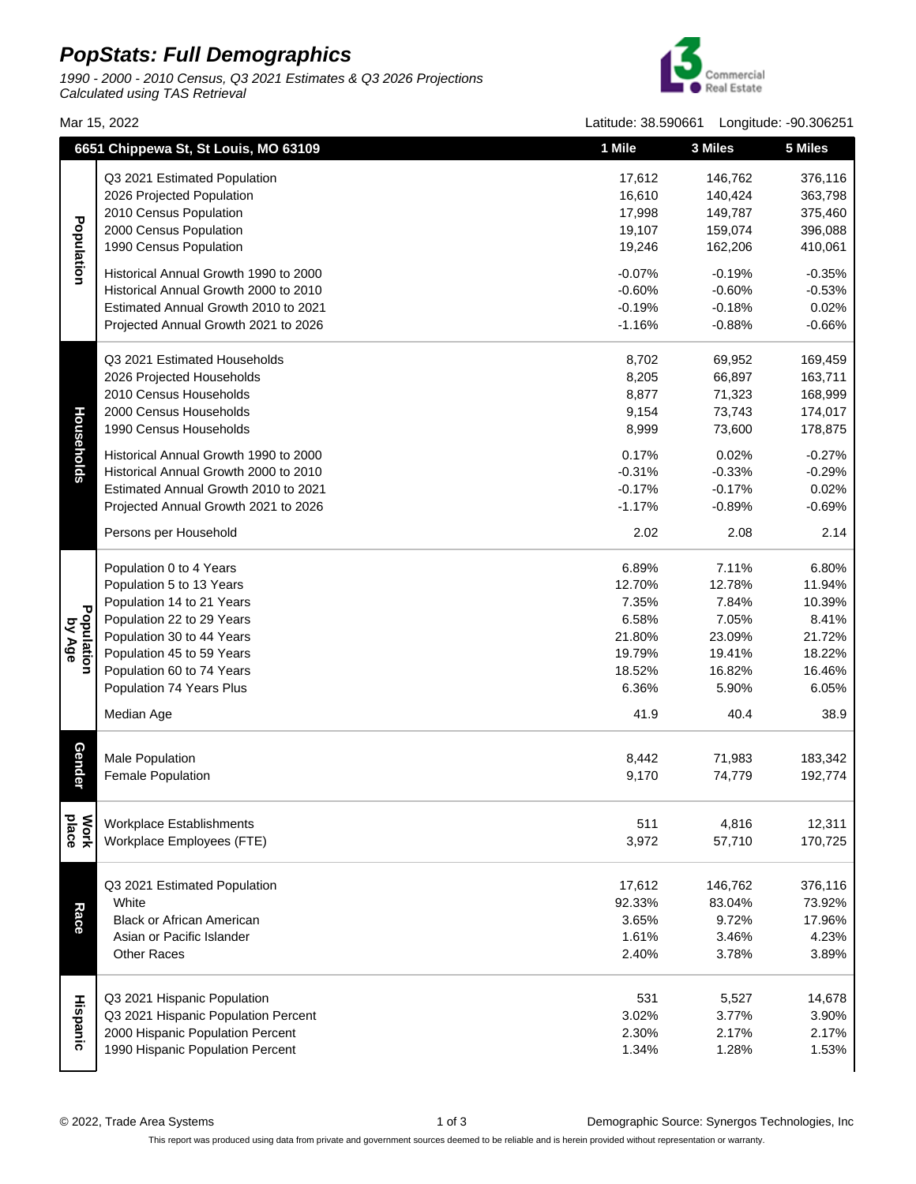# PopStats: Full Demographics

*1990 - 2000 - 2010 Census, Q3 2021 Estimates & Q3 2026 Projections*
*Calculated using TAS Retrieval*

Mar 15, 2022

Latitude: 38.590661 Longitude: -90.306251

| | 6651 Chippewa St, St Louis, MO 63109 | 1 Mile | 3 Miles | 5 Miles |
|---|---|---|---|---|
| **Population** | Q3 2021 Estimated Population | 17,612 | 146,762 | 376,116 |
| | 2026 Projected Population | 16,610 | 140,424 | 363,798 |
| | 2010 Census Population | 17,998 | 149,787 | 375,460 |
| | 2000 Census Population | 19,107 | 159,074 | 396,088 |
| | 1990 Census Population | 19,246 | 162,206 | 410,061 |
| | Historical Annual Growth 1990 to 2000 | -0.07% | -0.19% | -0.35% |
| | Historical Annual Growth 2000 to 2010 | -0.60% | -0.60% | -0.53% |
| | Estimated Annual Growth 2010 to 2021 | -0.19% | -0.18% | 0.02% |
| | Projected Annual Growth 2021 to 2026 | -1.16% | -0.88% | -0.66% |
| **Households** | Q3 2021 Estimated Households | 8,702 | 69,952 | 169,459 |
| | 2026 Projected Households | 8,205 | 66,897 | 163,711 |
| | 2010 Census Households | 8,877 | 71,323 | 168,999 |
| | 2000 Census Households | 9,154 | 73,743 | 174,017 |
| | 1990 Census Households | 8,999 | 73,600 | 178,875 |
| | Historical Annual Growth 1990 to 2000 | 0.17% | 0.02% | -0.27% |
| | Historical Annual Growth 2000 to 2010 | -0.31% | -0.33% | -0.29% |
| | Estimated Annual Growth 2010 to 2021 | -0.17% | -0.17% | 0.02% |
| | Projected Annual Growth 2021 to 2026 | -1.17% | -0.89% | -0.69% |
| | Persons per Household | 2.02 | 2.08 | 2.14 |
| **Population by Age** | Population 0 to 4 Years | 6.89% | 7.11% | 6.80% |
| | Population 5 to 13 Years | 12.70% | 12.78% | 11.94% |
| | Population 14 to 21 Years | 7.35% | 7.84% | 10.39% |
| | Population 22 to 29 Years | 6.58% | 7.05% | 8.41% |
| | Population 30 to 44 Years | 21.80% | 23.09% | 21.72% |
| | Population 45 to 59 Years | 19.79% | 19.41% | 18.22% |
| | Population 60 to 74 Years | 18.52% | 16.82% | 16.46% |
| | Population 74 Years Plus | 6.36% | 5.90% | 6.05% |
| | Median Age | 41.9 | 40.4 | 38.9 |
| **Gender** | Male Population | 8,442 | 71,983 | 183,342 |
| | Female Population | 9,170 | 74,779 | 192,774 |
| **Work place** | Workplace Establishments | 511 | 4,816 | 12,311 |
| | Workplace Employees (FTE) | 3,972 | 57,710 | 170,725 |
| **Race** | Q3 2021 Estimated Population | 17,612 | 146,762 | 376,116 |
| | White | 92.33% | 83.04% | 73.92% |
| | Black or African American | 3.65% | 9.72% | 17.96% |
| | Asian or Pacific Islander | 1.61% | 3.46% | 4.23% |
| | Other Races | 2.40% | 3.78% | 3.89% |
| **Hispanic** | Q3 2021 Hispanic Population | 531 | 5,527 | 14,678 |
| | Q3 2021 Hispanic Population Percent | 3.02% | 3.77% | 3.90% |
| | 2000 Hispanic Population Percent | 2.30% | 2.17% | 2.17% |
| | 1990 Hispanic Population Percent | 1.34% | 1.28% | 1.53% |

© 2022, Trade Area Systems

Demographic Source: Synergos Technologies, Inc

This report was produced using data from private and government sources deemed to be reliable and is herein provided without representation or warranty.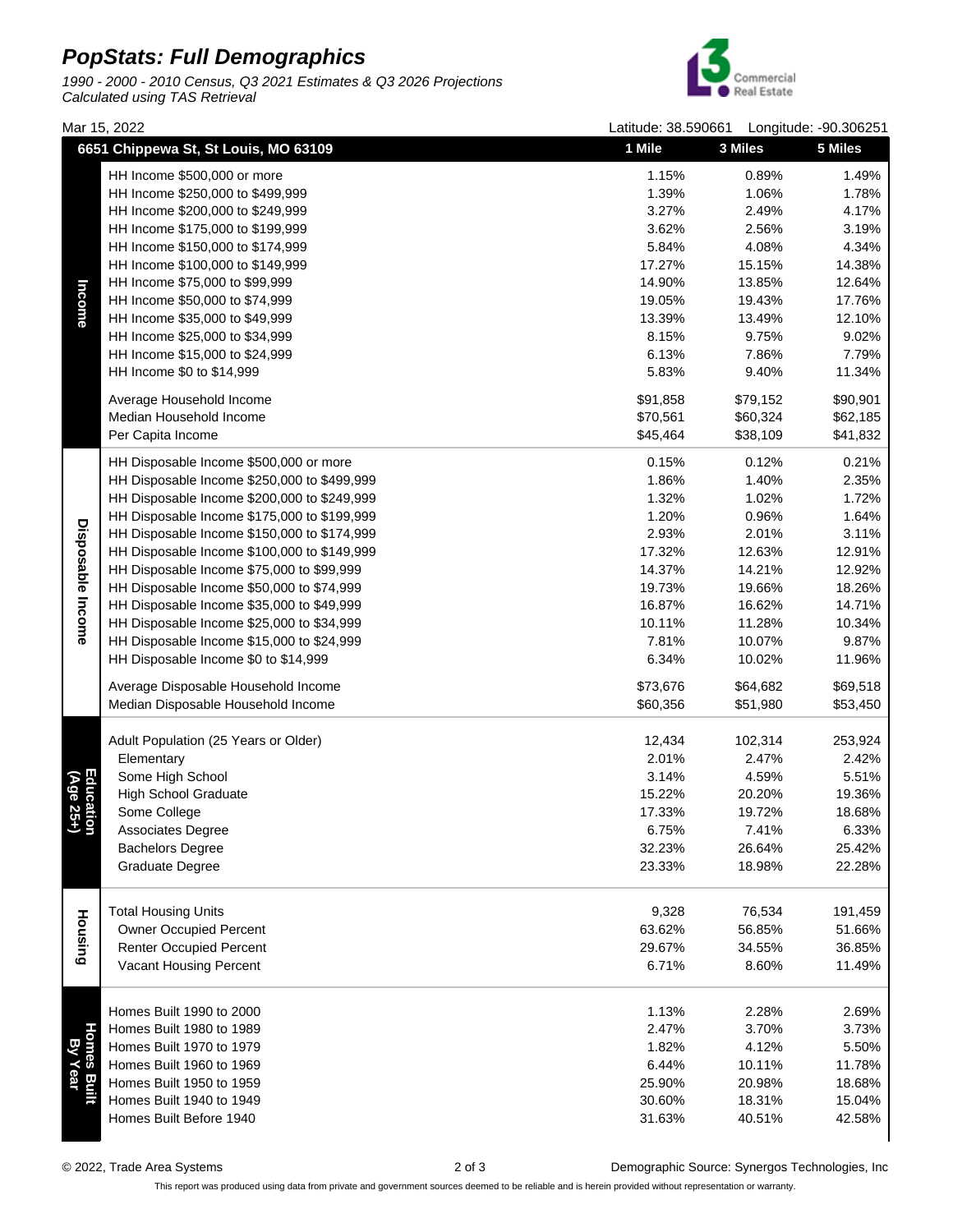# PopStats: Full Demographics

*1990 - 2000 - 2010 Census, Q3 2021 Estimates & Q3 2026 Projections*
*Calculated using TAS Retrieval*

Mar 15, 2022 — Latitude: 38.590661 Longitude: -90.306251

| 6651 Chippewa St, St Louis, MO 63109 | | 1 Mile | 3 Miles | 5 Miles |
|---|---|---|---|---|
| **Income** | HH Income $500,000 or more | 1.15% | 0.89% | 1.49% |
| | HH Income $250,000 to $499,999 | 1.39% | 1.06% | 1.78% |
| | HH Income $200,000 to $249,999 | 3.27% | 2.49% | 4.17% |
| | HH Income $175,000 to $199,999 | 3.62% | 2.56% | 3.19% |
| | HH Income $150,000 to $174,999 | 5.84% | 4.08% | 4.34% |
| | HH Income $100,000 to $149,999 | 17.27% | 15.15% | 14.38% |
| | HH Income $75,000 to $99,999 | 14.90% | 13.85% | 12.64% |
| | HH Income $50,000 to $74,999 | 19.05% | 19.43% | 17.76% |
| | HH Income $35,000 to $49,999 | 13.39% | 13.49% | 12.10% |
| | HH Income $25,000 to $34,999 | 8.15% | 9.75% | 9.02% |
| | HH Income $15,000 to $24,999 | 6.13% | 7.86% | 7.79% |
| | HH Income $0 to $14,999 | 5.83% | 9.40% | 11.34% |
| | Average Household Income | $91,858 | $79,152 | $90,901 |
| | Median Household Income | $70,561 | $60,324 | $62,185 |
| | Per Capita Income | $45,464 | $38,109 | $41,832 |
| **Disposable Income** | HH Disposable Income $500,000 or more | 0.15% | 0.12% | 0.21% |
| | HH Disposable Income $250,000 to $499,999 | 1.86% | 1.40% | 2.35% |
| | HH Disposable Income $200,000 to $249,999 | 1.32% | 1.02% | 1.72% |
| | HH Disposable Income $175,000 to $199,999 | 1.20% | 0.96% | 1.64% |
| | HH Disposable Income $150,000 to $174,999 | 2.93% | 2.01% | 3.11% |
| | HH Disposable Income $100,000 to $149,999 | 17.32% | 12.63% | 12.91% |
| | HH Disposable Income $75,000 to $99,999 | 14.37% | 14.21% | 12.92% |
| | HH Disposable Income $50,000 to $74,999 | 19.73% | 19.66% | 18.26% |
| | HH Disposable Income $35,000 to $49,999 | 16.87% | 16.62% | 14.71% |
| | HH Disposable Income $25,000 to $34,999 | 10.11% | 11.28% | 10.34% |
| | HH Disposable Income $15,000 to $24,999 | 7.81% | 10.07% | 9.87% |
| | HH Disposable Income $0 to $14,999 | 6.34% | 10.02% | 11.96% |
| | Average Disposable Household Income | $73,676 | $64,682 | $69,518 |
| | Median Disposable Household Income | $60,356 | $51,980 | $53,450 |
| **Education (Age 25+)** | Adult Population (25 Years or Older) | 12,434 | 102,314 | 253,924 |
| | Elementary | 2.01% | 2.47% | 2.42% |
| | Some High School | 3.14% | 4.59% | 5.51% |
| | High School Graduate | 15.22% | 20.20% | 19.36% |
| | Some College | 17.33% | 19.72% | 18.68% |
| | Associates Degree | 6.75% | 7.41% | 6.33% |
| | Bachelors Degree | 32.23% | 26.64% | 25.42% |
| | Graduate Degree | 23.33% | 18.98% | 22.28% |
| **Housing** | Total Housing Units | 9,328 | 76,534 | 191,459 |
| | Owner Occupied Percent | 63.62% | 56.85% | 51.66% |
| | Renter Occupied Percent | 29.67% | 34.55% | 36.85% |
| | Vacant Housing Percent | 6.71% | 8.60% | 11.49% |
| **Homes Built By Year** | Homes Built 1990 to 2000 | 1.13% | 2.28% | 2.69% |
| | Homes Built 1980 to 1989 | 2.47% | 3.70% | 3.73% |
| | Homes Built 1970 to 1979 | 1.82% | 4.12% | 5.50% |
| | Homes Built 1960 to 1969 | 6.44% | 10.11% | 11.78% |
| | Homes Built 1950 to 1959 | 25.90% | 20.98% | 18.68% |
| | Homes Built 1940 to 1949 | 30.60% | 18.31% | 15.04% |
| | Homes Built Before 1940 | 31.63% | 40.51% | 42.58% |

© 2022, Trade Area Systems — Demographic Source: Synergos Technologies, Inc

This report was produced using data from private and government sources deemed to be reliable and is herein provided without representation or warranty.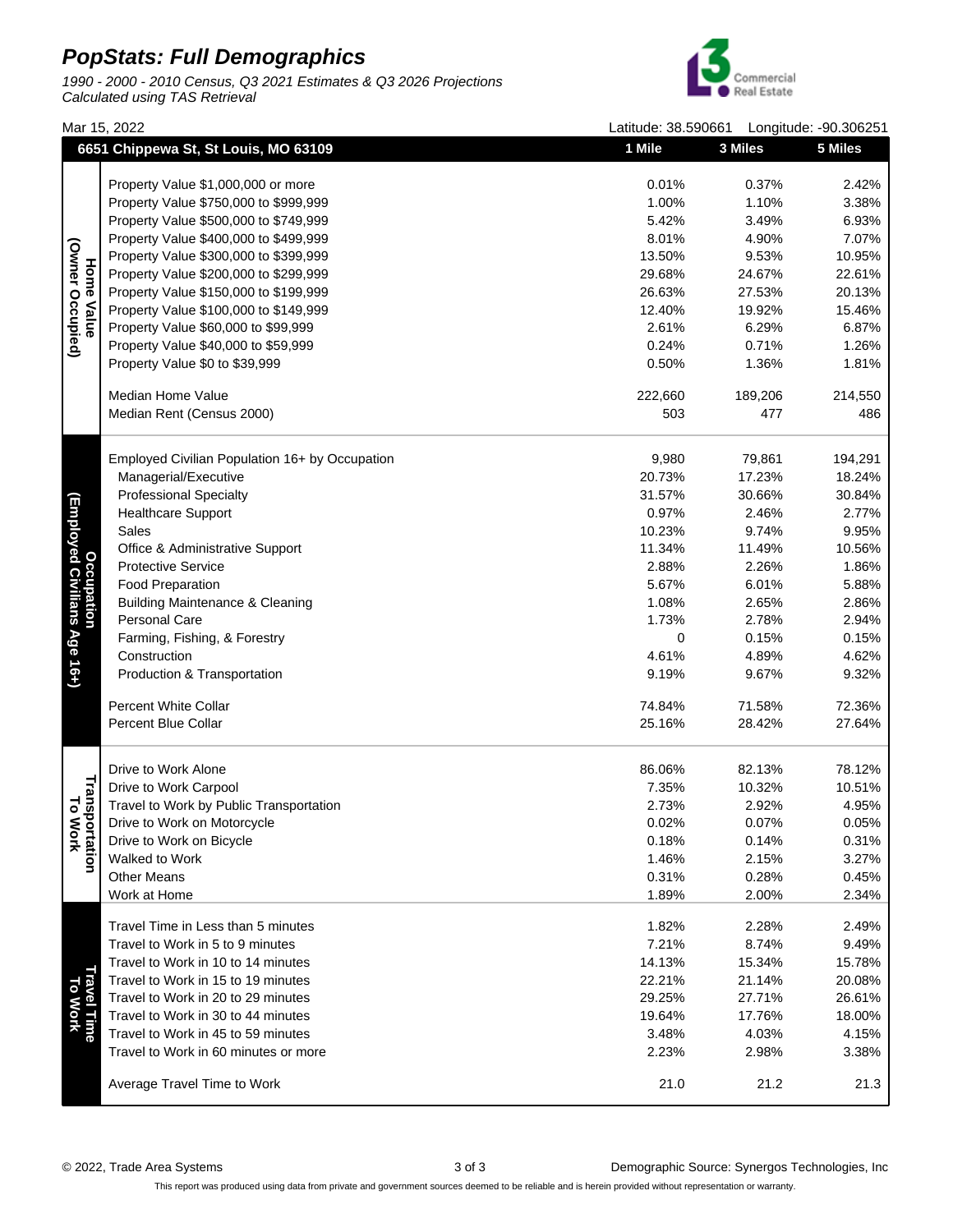# PopStats: Full Demographics

*1990 - 2000 - 2010 Census, Q3 2021 Estimates & Q3 2026 Projections*
*Calculated using TAS Retrieval*

Mar 15, 2022 | Latitude: 38.590661 | Longitude: -90.306251

| | 6651 Chippewa St, St Louis, MO 63109 | 1 Mile | 3 Miles | 5 Miles |
|---|---|---|---|---|
| **Home Value (Owner Occupied)** | Property Value $1,000,000 or more | 0.01% | 0.37% | 2.42% |
| | Property Value $750,000 to $999,999 | 1.00% | 1.10% | 3.38% |
| | Property Value $500,000 to $749,999 | 5.42% | 3.49% | 6.93% |
| | Property Value $400,000 to $499,999 | 8.01% | 4.90% | 7.07% |
| | Property Value $300,000 to $399,999 | 13.50% | 9.53% | 10.95% |
| | Property Value $200,000 to $299,999 | 29.68% | 24.67% | 22.61% |
| | Property Value $150,000 to $199,999 | 26.63% | 27.53% | 20.13% |
| | Property Value $100,000 to $149,999 | 12.40% | 19.92% | 15.46% |
| | Property Value $60,000 to $99,999 | 2.61% | 6.29% | 6.87% |
| | Property Value $40,000 to $59,999 | 0.24% | 0.71% | 1.26% |
| | Property Value $0 to $39,999 | 0.50% | 1.36% | 1.81% |
| | Median Home Value | 222,660 | 189,206 | 214,550 |
| | Median Rent (Census 2000) | 503 | 477 | 486 |
| **Occupation (Employed Civilians Age 16+)** | Employed Civilian Population 16+ by Occupation | 9,980 | 79,861 | 194,291 |
| | Managerial/Executive | 20.73% | 17.23% | 18.24% |
| | Professional Specialty | 31.57% | 30.66% | 30.84% |
| | Healthcare Support | 0.97% | 2.46% | 2.77% |
| | Sales | 10.23% | 9.74% | 9.95% |
| | Office & Administrative Support | 11.34% | 11.49% | 10.56% |
| | Protective Service | 2.88% | 2.26% | 1.86% |
| | Food Preparation | 5.67% | 6.01% | 5.88% |
| | Building Maintenance & Cleaning | 1.08% | 2.65% | 2.86% |
| | Personal Care | 1.73% | 2.78% | 2.94% |
| | Farming, Fishing, & Forestry | 0 | 0.15% | 0.15% |
| | Construction | 4.61% | 4.89% | 4.62% |
| | Production & Transportation | 9.19% | 9.67% | 9.32% |
| | Percent White Collar | 74.84% | 71.58% | 72.36% |
| | Percent Blue Collar | 25.16% | 28.42% | 27.64% |
| **Transportation To Work** | Drive to Work Alone | 86.06% | 82.13% | 78.12% |
| | Drive to Work Carpool | 7.35% | 10.32% | 10.51% |
| | Travel to Work by Public Transportation | 2.73% | 2.92% | 4.95% |
| | Drive to Work on Motorcycle | 0.02% | 0.07% | 0.05% |
| | Drive to Work on Bicycle | 0.18% | 0.14% | 0.31% |
| | Walked to Work | 1.46% | 2.15% | 3.27% |
| | Other Means | 0.31% | 0.28% | 0.45% |
| | Work at Home | 1.89% | 2.00% | 2.34% |
| **Travel Time To Work** | Travel Time in Less than 5 minutes | 1.82% | 2.28% | 2.49% |
| | Travel to Work in 5 to 9 minutes | 7.21% | 8.74% | 9.49% |
| | Travel to Work in 10 to 14 minutes | 14.13% | 15.34% | 15.78% |
| | Travel to Work in 15 to 19 minutes | 22.21% | 21.14% | 20.08% |
| | Travel to Work in 20 to 29 minutes | 29.25% | 27.71% | 26.61% |
| | Travel to Work in 30 to 44 minutes | 19.64% | 17.76% | 18.00% |
| | Travel to Work in 45 to 59 minutes | 3.48% | 4.03% | 4.15% |
| | Travel to Work in 60 minutes or more | 2.23% | 2.98% | 3.38% |
| | Average Travel Time to Work | 21.0 | 21.2 | 21.3 |

© 2022, Trade Area Systems | Demographic Source: Synergos Technologies, Inc

This report was produced using data from private and government sources deemed to be reliable and is herein provided without representation or warranty.